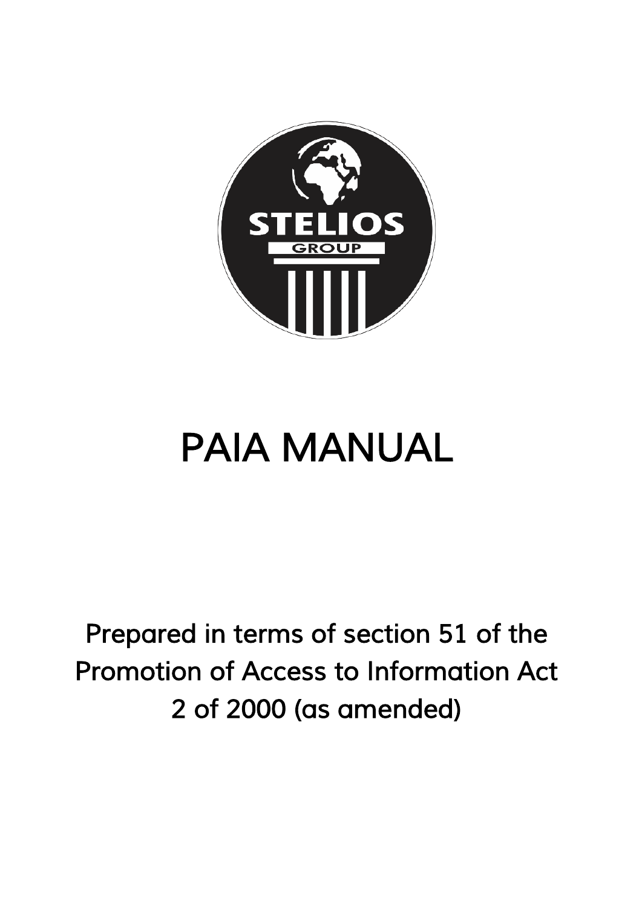# PAIA MANUAL

Prepared in terms of section 51 of the Promotion of Access to Information Act 2 of 2000 (as amended)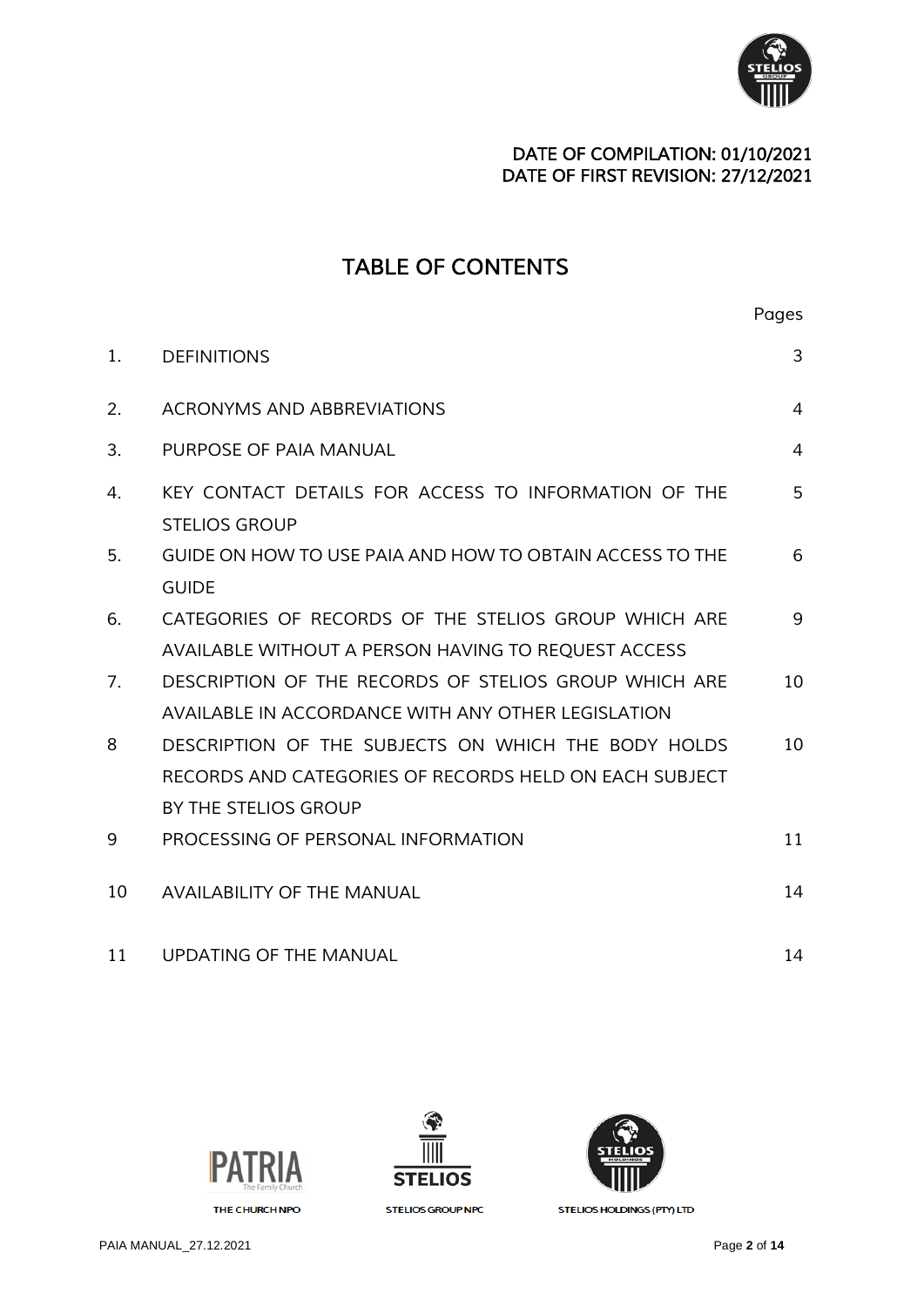DATE OF COMPILATION: 01/10/2021
DATE OF FIRST REVISION: 27/12/2021

# TABLE OF CONTENTS

| | | Pages |
|---|---|---|
| 1. | DEFINITIONS | 3 |
| 2. | ACRONYMS AND ABBREVIATIONS | 4 |
| 3. | PURPOSE OF PAIA MANUAL | 4 |
| 4. | KEY CONTACT DETAILS FOR ACCESS TO INFORMATION OF THE STELIOS GROUP | 5 |
| 5. | GUIDE ON HOW TO USE PAIA AND HOW TO OBTAIN ACCESS TO THE GUIDE | 6 |
| 6. | CATEGORIES OF RECORDS OF THE STELIOS GROUP WHICH ARE AVAILABLE WITHOUT A PERSON HAVING TO REQUEST ACCESS | 9 |
| 7. | DESCRIPTION OF THE RECORDS OF STELIOS GROUP WHICH ARE AVAILABLE IN ACCORDANCE WITH ANY OTHER LEGISLATION | 10 |
| 8 | DESCRIPTION OF THE SUBJECTS ON WHICH THE BODY HOLDS RECORDS AND CATEGORIES OF RECORDS HELD ON EACH SUBJECT BY THE STELIOS GROUP | 10 |
| 9 | PROCESSING OF PERSONAL INFORMATION | 11 |
| 10 | AVAILABILITY OF THE MANUAL | 14 |
| 11 | UPDATING OF THE MANUAL | 14 |

THE CHURCH NPO    STELIOS GROUP NPC    STELIOS HOLDINGS (PTY) LTD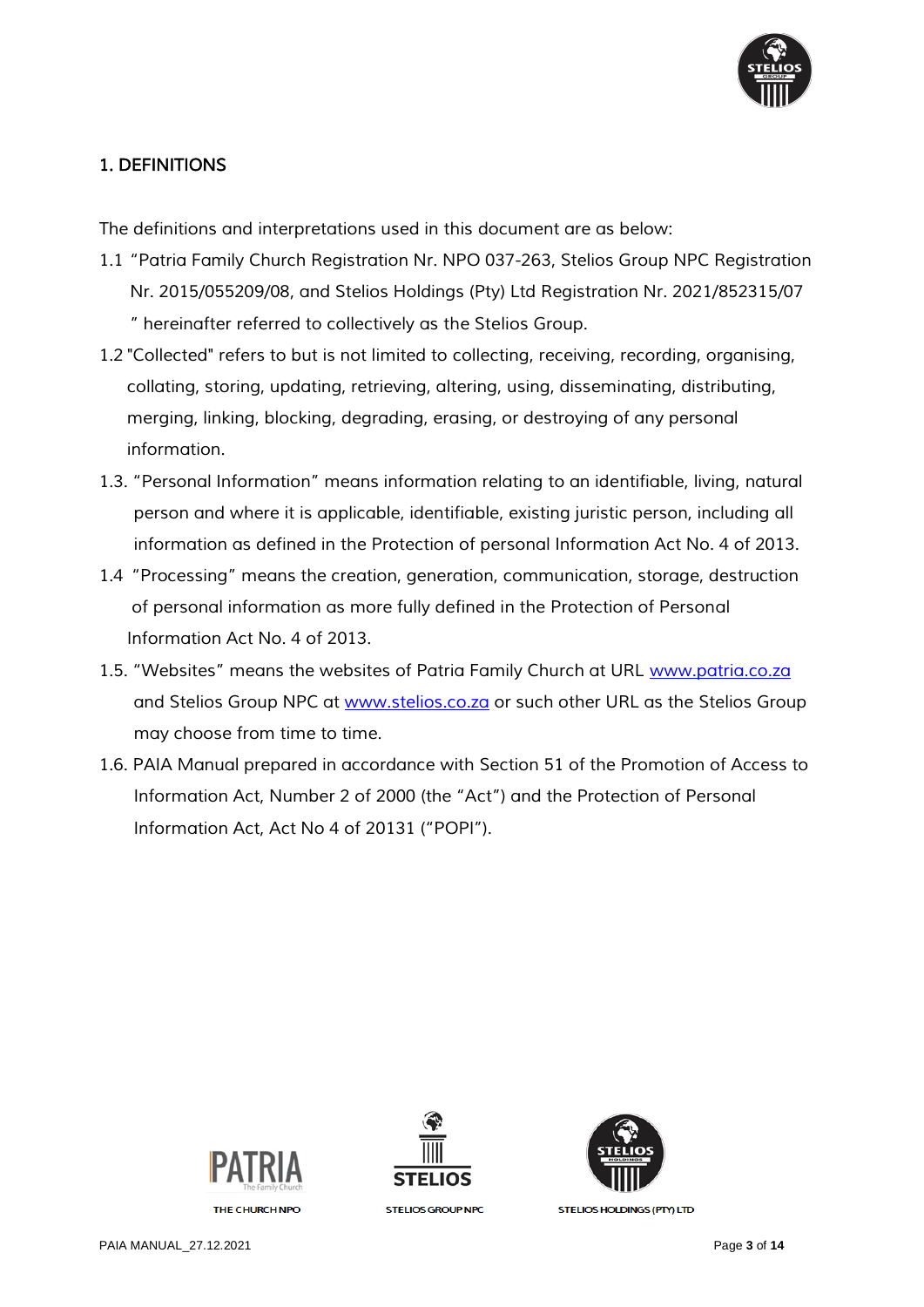## 1. DEFINITIONS

The definitions and interpretations used in this document are as below:

1.1 "Patria Family Church Registration Nr. NPO 037-263, Stelios Group NPC Registration Nr. 2015/055209/08, and Stelios Holdings (Pty) Ltd Registration Nr. 2021/852315/07 " hereinafter referred to collectively as the Stelios Group.

1.2 "Collected" refers to but is not limited to collecting, receiving, recording, organising, collating, storing, updating, retrieving, altering, using, disseminating, distributing, merging, linking, blocking, degrading, erasing, or destroying of any personal information.

1.3. "Personal Information" means information relating to an identifiable, living, natural person and where it is applicable, identifiable, existing juristic person, including all information as defined in the Protection of personal Information Act No. 4 of 2013.

1.4 "Processing" means the creation, generation, communication, storage, destruction of personal information as more fully defined in the Protection of Personal Information Act No. 4 of 2013.

1.5. "Websites" means the websites of Patria Family Church at URL www.patria.co.za and Stelios Group NPC at www.stelios.co.za or such other URL as the Stelios Group may choose from time to time.

1.6. PAIA Manual prepared in accordance with Section 51 of the Promotion of Access to Information Act, Number 2 of 2000 (the "Act") and the Protection of Personal Information Act, Act No 4 of 20131 ("POPI").

THE CHURCH NPO | STELIOS GROUP NPC | STELIOS HOLDINGS (PTY) LTD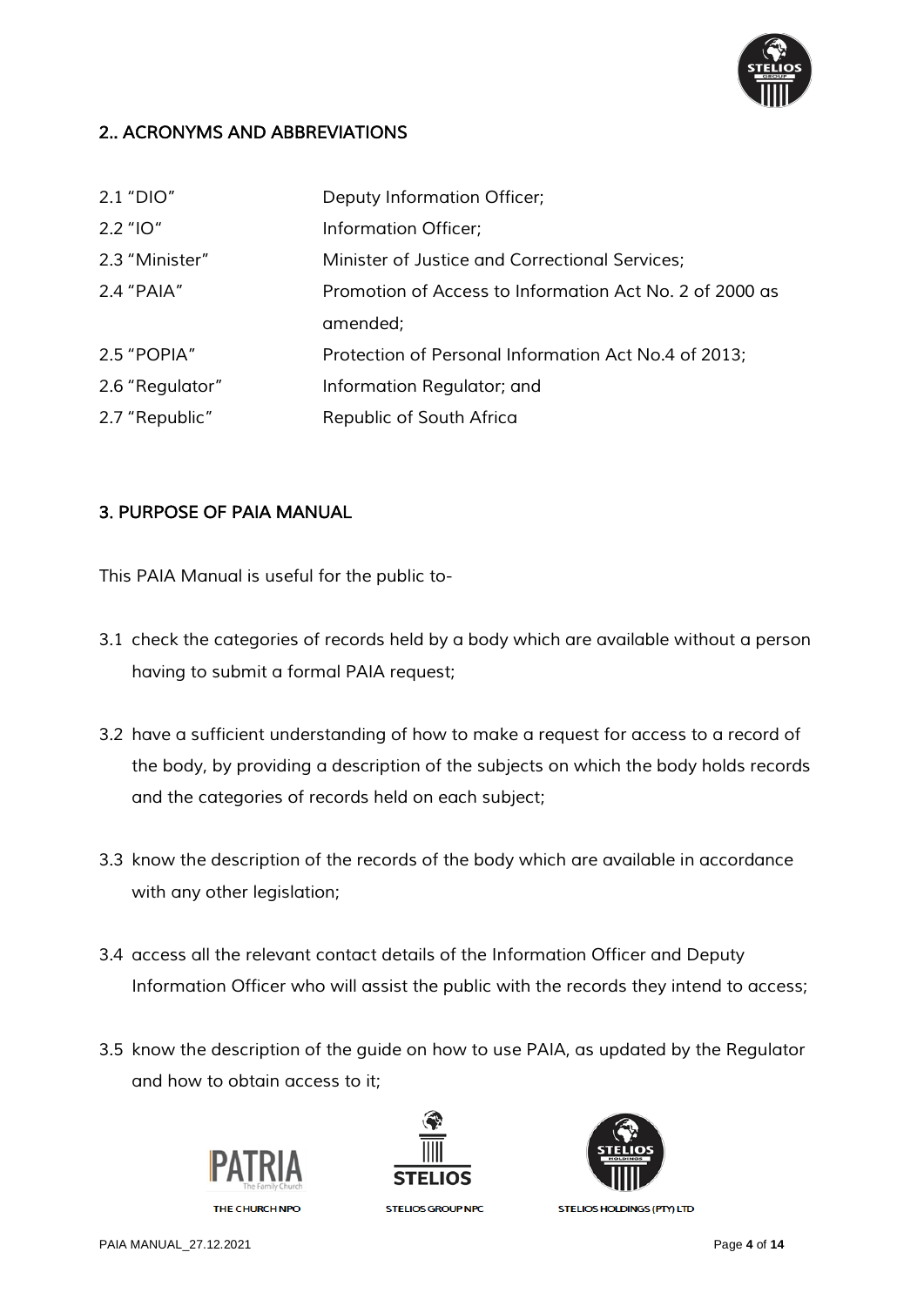## 2.. ACRONYMS AND ABBREVIATIONS

| | |
|---|---|
| 2.1 "DIO" | Deputy Information Officer; |
| 2.2 "IO" | Information Officer; |
| 2.3 "Minister" | Minister of Justice and Correctional Services; |
| 2.4 "PAIA" | Promotion of Access to Information Act No. 2 of 2000 as amended; |
| 2.5 "POPIA" | Protection of Personal Information Act No.4 of 2013; |
| 2.6 "Regulator" | Information Regulator; and |
| 2.7 "Republic" | Republic of South Africa |

## 3. PURPOSE OF PAIA MANUAL

This PAIA Manual is useful for the public to-

3.1 check the categories of records held by a body which are available without a person having to submit a formal PAIA request;

3.2 have a sufficient understanding of how to make a request for access to a record of the body, by providing a description of the subjects on which the body holds records and the categories of records held on each subject;

3.3 know the description of the records of the body which are available in accordance with any other legislation;

3.4 access all the relevant contact details of the Information Officer and Deputy Information Officer who will assist the public with the records they intend to access;

3.5 know the description of the guide on how to use PAIA, as updated by the Regulator and how to obtain access to it;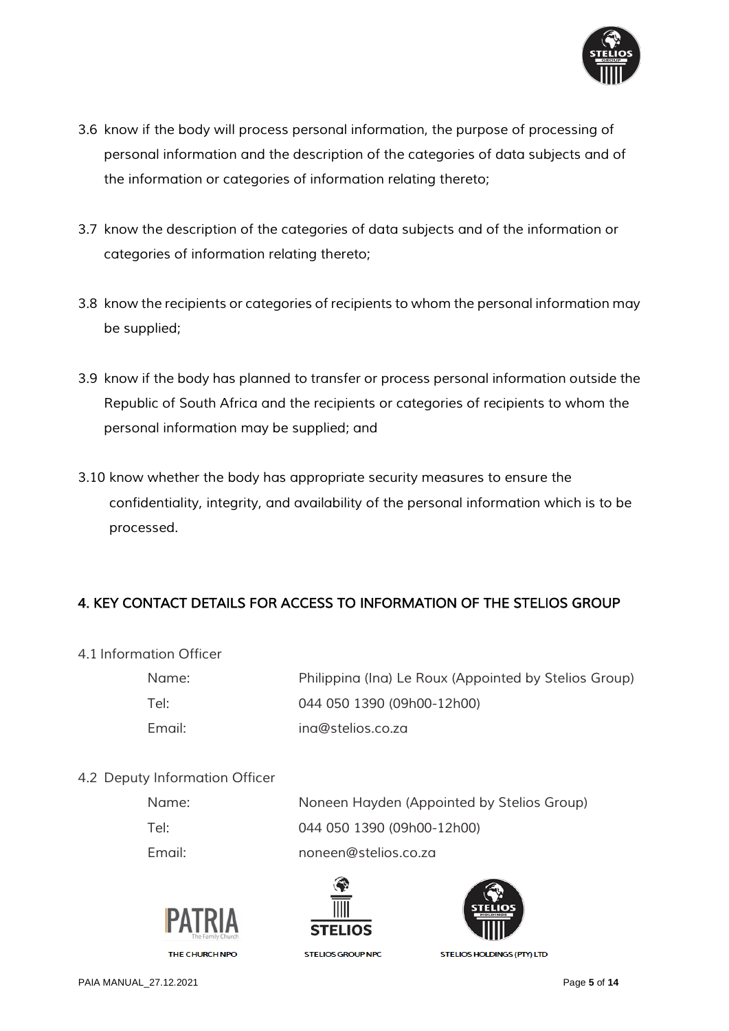3.6 know if the body will process personal information, the purpose of processing of personal information and the description of the categories of data subjects and of the information or categories of information relating thereto;

3.7 know the description of the categories of data subjects and of the information or categories of information relating thereto;

3.8 know the recipients or categories of recipients to whom the personal information may be supplied;

3.9 know if the body has planned to transfer or process personal information outside the Republic of South Africa and the recipients or categories of recipients to whom the personal information may be supplied; and

3.10 know whether the body has appropriate security measures to ensure the confidentiality, integrity, and availability of the personal information which is to be processed.

## 4. KEY CONTACT DETAILS FOR ACCESS TO INFORMATION OF THE STELIOS GROUP

4.1 Information Officer

| | |
|---|---|
| Name: | Philippina (Ina) Le Roux (Appointed by Stelios Group) |
| Tel: | 044 050 1390 (09h00-12h00) |
| Email: | ina@stelios.co.za |

4.2 Deputy Information Officer

| | |
|---|---|
| Name: | Noneen Hayden (Appointed by Stelios Group) |
| Tel: | 044 050 1390 (09h00-12h00) |
| Email: | noneen@stelios.co.za |

THE CHURCH NPO    STELIOS GROUP NPC    STELIOS HOLDINGS (PTY) LTD

PAIA MANUAL_27.12.2021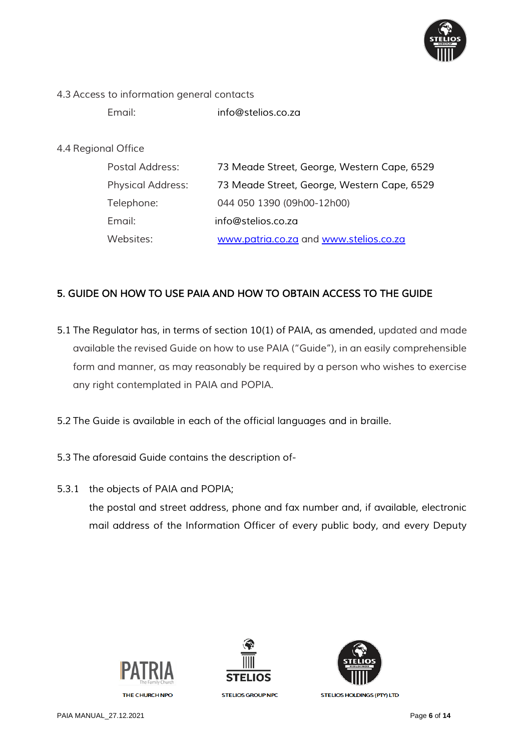4.3 Access to information general contacts

| | |
|---|---|
| Email: | info@stelios.co.za |

4.4 Regional Office

| | |
|---|---|
| Postal Address: | 73 Meade Street, George, Western Cape, 6529 |
| Physical Address: | 73 Meade Street, George, Western Cape, 6529 |
| Telephone: | 044 050 1390 (09h00-12h00) |
| Email: | info@stelios.co.za |
| Websites: | www.patria.co.za and www.stelios.co.za |

## 5. GUIDE ON HOW TO USE PAIA AND HOW TO OBTAIN ACCESS TO THE GUIDE

5.1 The Regulator has, in terms of section 10(1) of PAIA, as amended, updated and made available the revised Guide on how to use PAIA ("Guide"), in an easily comprehensible form and manner, as may reasonably be required by a person who wishes to exercise any right contemplated in PAIA and POPIA.

5.2 The Guide is available in each of the official languages and in braille.

5.3 The aforesaid Guide contains the description of-

5.3.1 the objects of PAIA and POPIA;

the postal and street address, phone and fax number and, if available, electronic mail address of the Information Officer of every public body, and every Deputy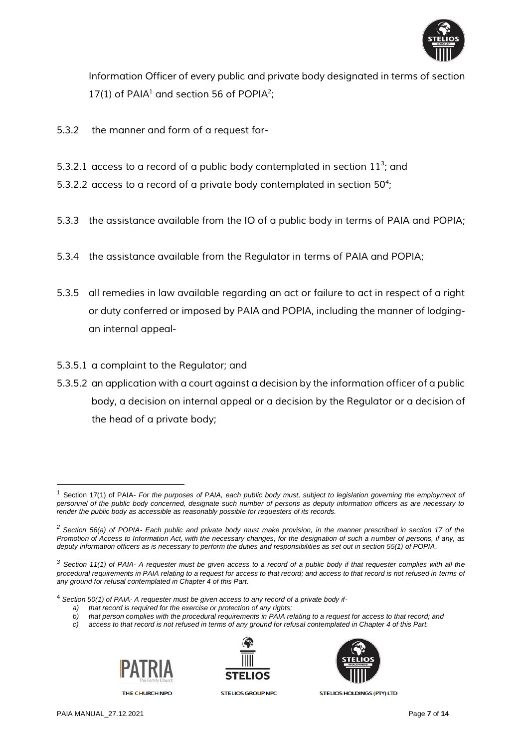Information Officer of every public and private body designated in terms of section 17(1) of PAIA[1] and section 56 of POPIA[2];

5.3.2 the manner and form of a request for-

5.3.2.1 access to a record of a public body contemplated in section 11[3]; and

5.3.2.2 access to a record of a private body contemplated in section 50[4];

5.3.3 the assistance available from the IO of a public body in terms of PAIA and POPIA;

5.3.4 the assistance available from the Regulator in terms of PAIA and POPIA;

5.3.5 all remedies in law available regarding an act or failure to act in respect of a right or duty conferred or imposed by PAIA and POPIA, including the manner of lodging- an internal appeal-

5.3.5.1 a complaint to the Regulator; and

5.3.5.2 an application with a court against a decision by the information officer of a public body, a decision on internal appeal or a decision by the Regulator or a decision of the head of a private body;

---

[1] Section 17(1) of PAIA- *For the purposes of PAIA, each public body must, subject to legislation governing the employment of personnel of the public body concerned, designate such number of persons as deputy information officers as are necessary to render the public body as accessible as reasonably possible for requesters of its records.*

[2] *Section 56(a) of POPIA- Each public and private body must make provision, in the manner prescribed in section 17 of the Promotion of Access to Information Act, with the necessary changes, for the designation of such a number of persons, if any, as deputy information officers as is necessary to perform the duties and responsibilities as set out in section 55(1) of POPIA.*

[3] *Section 11(1) of PAIA- A requester must be given access to a record of a public body if that requester complies with all the procedural requirements in PAIA relating to a request for access to that record; and access to that record is not refused in terms of any ground for refusal contemplated in Chapter 4 of this Part.*

[4] *Section 50(1) of PAIA- A requester must be given access to any record of a private body if-*

*a) that record is required for the exercise or protection of any rights;*
*b) that person complies with the procedural requirements in PAIA relating to a request for access to that record; and*
*c) access to that record is not refused in terms of any ground for refusal contemplated in Chapter 4 of this Part.*

THE CHURCH NPO | STELIOS GROUP NPC | STELIOS HOLDINGS (PTY) LTD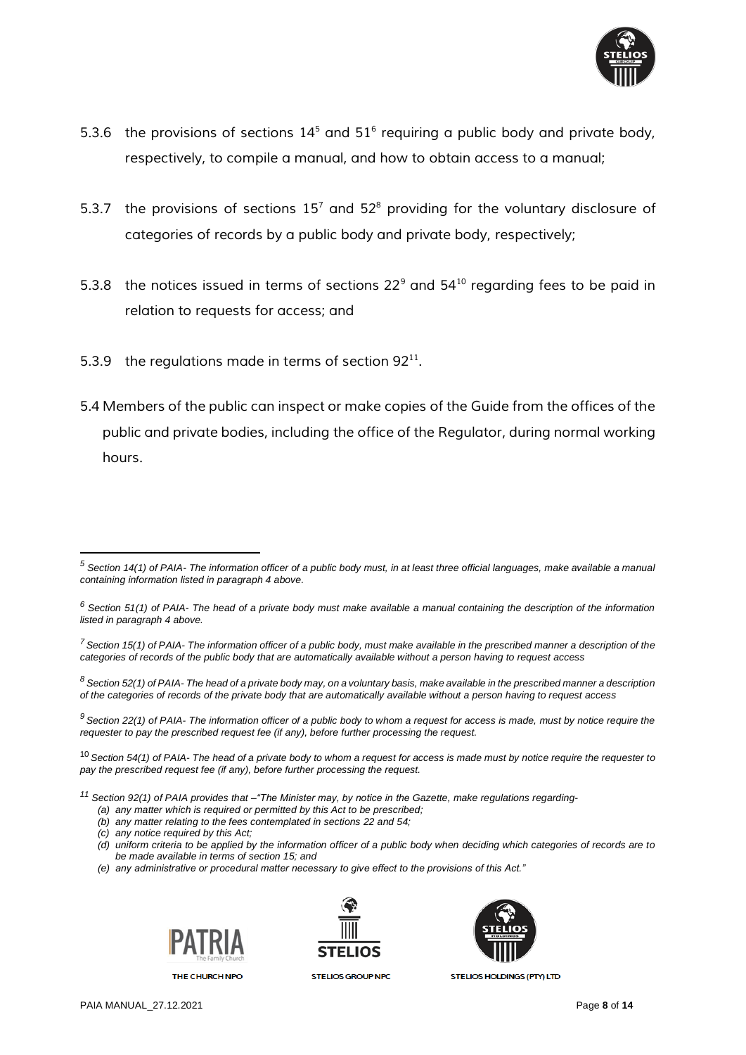5.3.6 the provisions of sections 14[5] and 51[6] requiring a public body and private body, respectively, to compile a manual, and how to obtain access to a manual;

5.3.7 the provisions of sections 15[7] and 52[8] providing for the voluntary disclosure of categories of records by a public body and private body, respectively;

5.3.8 the notices issued in terms of sections 22[9] and 54[10] regarding fees to be paid in relation to requests for access; and

5.3.9 the regulations made in terms of section 92[11].

5.4 Members of the public can inspect or make copies of the Guide from the offices of the public and private bodies, including the office of the Regulator, during normal working hours.

---

[5] *Section 14(1) of PAIA- The information officer of a public body must, in at least three official languages, make available a manual containing information listed in paragraph 4 above.*

[6] *Section 51(1) of PAIA- The head of a private body must make available a manual containing the description of the information listed in paragraph 4 above.*

[7] *Section 15(1) of PAIA- The information officer of a public body, must make available in the prescribed manner a description of the categories of records of the public body that are automatically available without a person having to request access*

[8] *Section 52(1) of PAIA- The head of a private body may, on a voluntary basis, make available in the prescribed manner a description of the categories of records of the private body that are automatically available without a person having to request access*

[9] *Section 22(1) of PAIA- The information officer of a public body to whom a request for access is made, must by notice require the requester to pay the prescribed request fee (if any), before further processing the request.*

[10] *Section 54(1) of PAIA- The head of a private body to whom a request for access is made must by notice require the requester to pay the prescribed request fee (if any), before further processing the request.*

[11] *Section 92(1) of PAIA provides that –"The Minister may, by notice in the Gazette, make regulations regarding-*

*(a) any matter which is required or permitted by this Act to be prescribed;*
*(b) any matter relating to the fees contemplated in sections 22 and 54;*
*(c) any notice required by this Act;*
*(d) uniform criteria to be applied by the information officer of a public body when deciding which categories of records are to be made available in terms of section 15; and*
*(e) any administrative or procedural matter necessary to give effect to the provisions of this Act."*

THE CHURCH NPO | STELIOS GROUP NPC | STELIOS HOLDINGS (PTY) LTD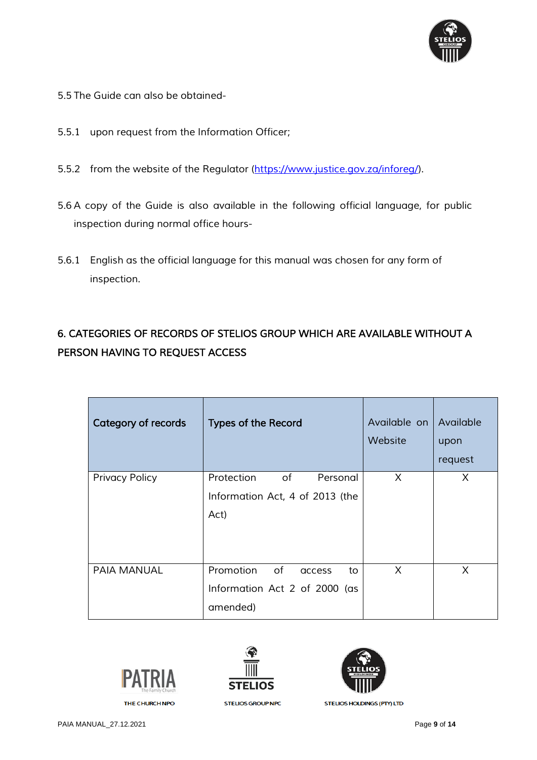5.5 The Guide can also be obtained-

5.5.1 upon request from the Information Officer;

5.5.2 from the website of the Regulator (https://www.justice.gov.za/inforeg/).

5.6 A copy of the Guide is also available in the following official language, for public inspection during normal office hours-

5.6.1 English as the official language for this manual was chosen for any form of inspection.

## 6. CATEGORIES OF RECORDS OF STELIOS GROUP WHICH ARE AVAILABLE WITHOUT A PERSON HAVING TO REQUEST ACCESS

| Category of records | Types of the Record | Available on Website | Available upon request |
|---|---|---|---|
| Privacy Policy | Protection of Personal Information Act, 4 of 2013 (the Act) | X | X |
| PAIA MANUAL | Promotion of access to Information Act 2 of 2000 (as amended) | X | X |

THE CHURCH NPO STELIOS GROUP NPC STELIOS HOLDINGS (PTY) LTD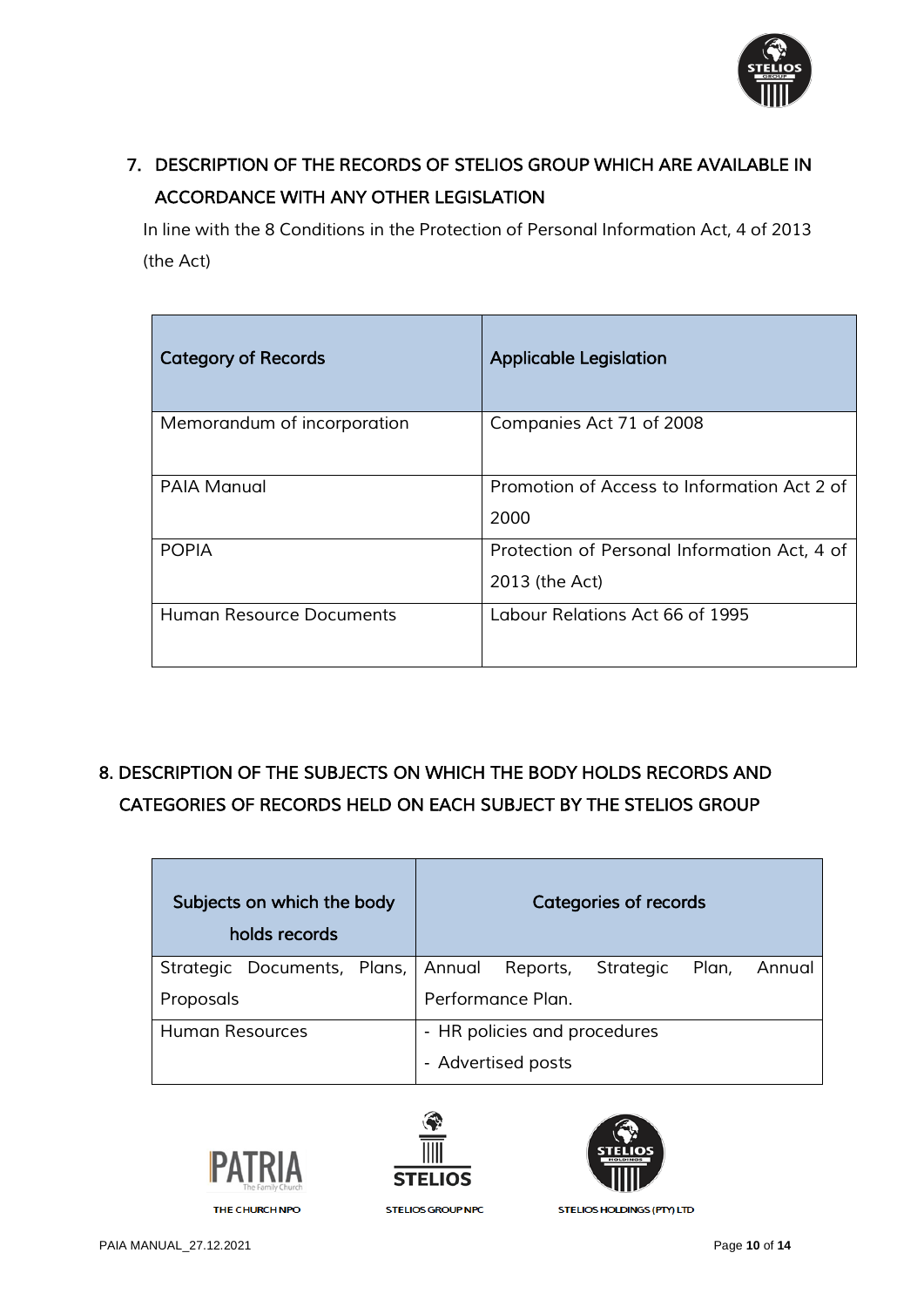## 7. DESCRIPTION OF THE RECORDS OF STELIOS GROUP WHICH ARE AVAILABLE IN ACCORDANCE WITH ANY OTHER LEGISLATION

In line with the 8 Conditions in the Protection of Personal Information Act, 4 of 2013 (the Act)

| Category of Records | Applicable Legislation |
|---|---|
| Memorandum of incorporation | Companies Act 71 of 2008 |
| PAIA Manual | Promotion of Access to Information Act 2 of 2000 |
| POPIA | Protection of Personal Information Act, 4 of 2013 (the Act) |
| Human Resource Documents | Labour Relations Act 66 of 1995 |

## 8. DESCRIPTION OF THE SUBJECTS ON WHICH THE BODY HOLDS RECORDS AND CATEGORIES OF RECORDS HELD ON EACH SUBJECT BY THE STELIOS GROUP

| Subjects on which the body holds records | Categories of records |
|---|---|
| Strategic Documents, Plans, Proposals | Annual Reports, Strategic Plan, Annual Performance Plan. |
| Human Resources | - HR policies and procedures<br>- Advertised posts |

THE CHURCH NPO STELIOS GROUP NPC STELIOS HOLDINGS (PTY) LTD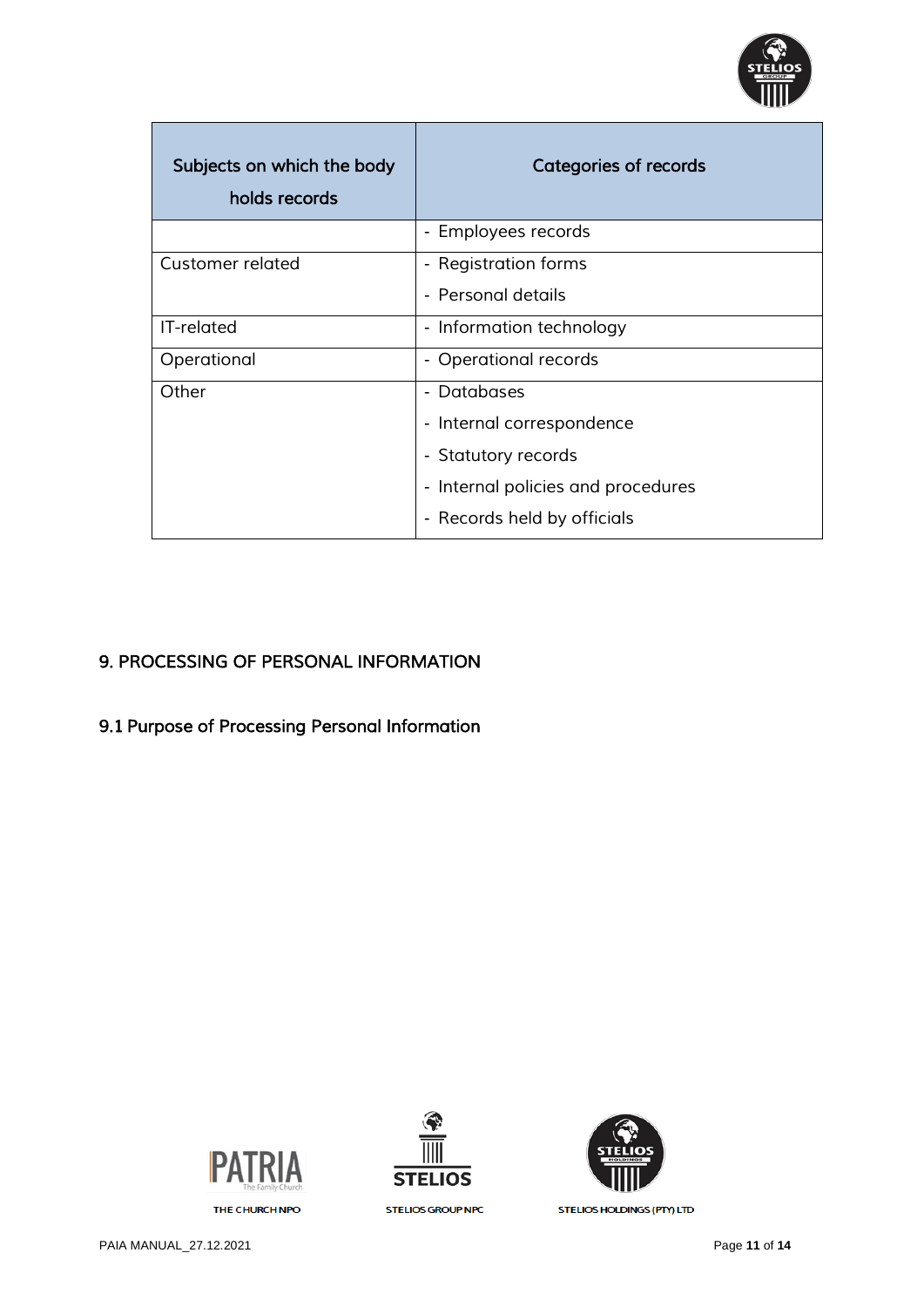| Subjects on which the body holds records | Categories of records |
| --- | --- |
| | - Employees records |
| Customer related | - Registration forms<br>- Personal details |
| IT-related | - Information technology |
| Operational | - Operational records |
| Other | - Databases<br>- Internal correspondence<br>- Statutory records<br>- Internal policies and procedures<br>- Records held by officials |

## 9. PROCESSING OF PERSONAL INFORMATION

### 9.1 Purpose of Processing Personal Information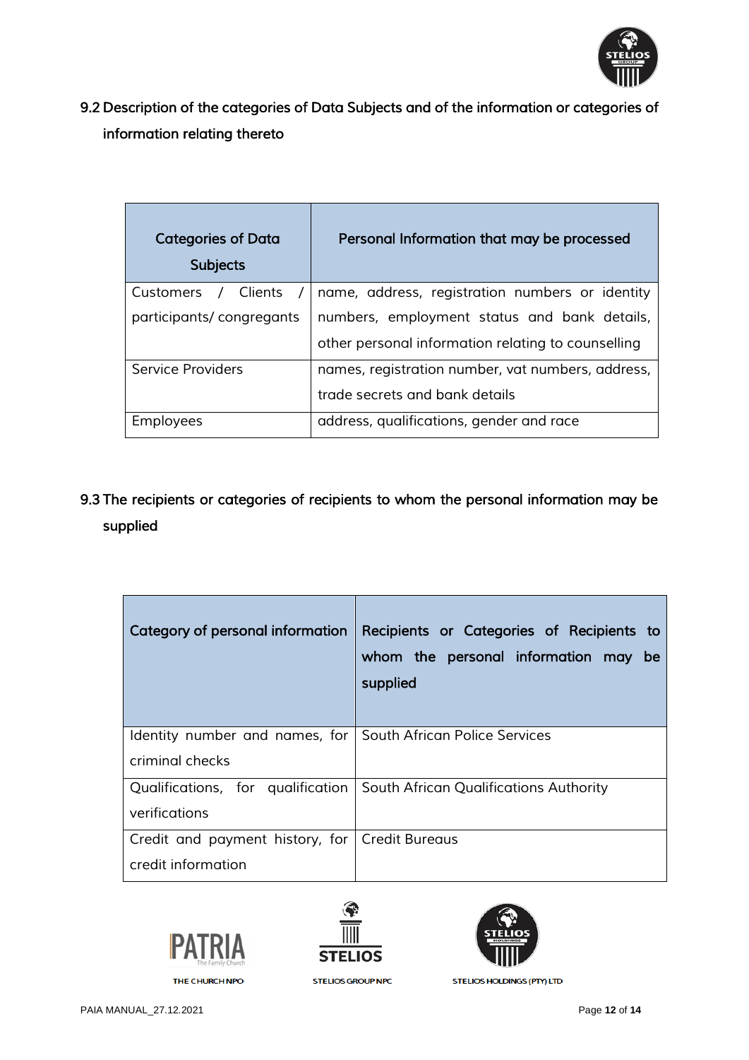## 9.2 Description of the categories of Data Subjects and of the information or categories of information relating thereto

| Categories of Data Subjects | Personal Information that may be processed |
| --- | --- |
| Customers / Clients / participants/ congregants | name, address, registration numbers or identity numbers, employment status and bank details, other personal information relating to counselling |
| Service Providers | names, registration number, vat numbers, address, trade secrets and bank details |
| Employees | address, qualifications, gender and race |

## 9.3 The recipients or categories of recipients to whom the personal information may be supplied

| Category of personal information | Recipients or Categories of Recipients to whom the personal information may be supplied |
| --- | --- |
| Identity number and names, for criminal checks | South African Police Services |
| Qualifications, for qualification verifications | South African Qualifications Authority |
| Credit and payment history, for credit information | Credit Bureaus |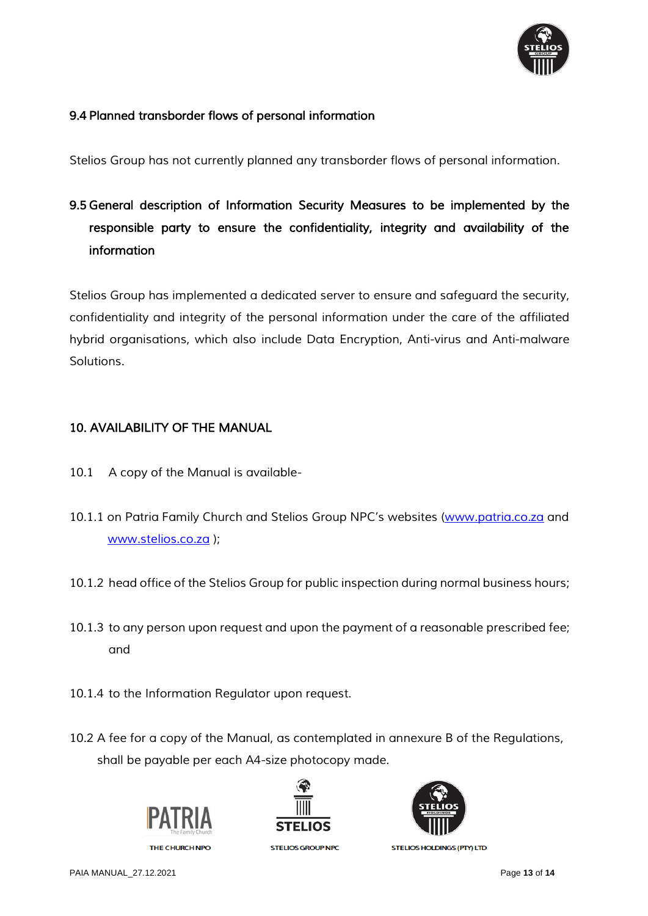### 9.4 Planned transborder flows of personal information

Stelios Group has not currently planned any transborder flows of personal information.

### 9.5 General description of Information Security Measures to be implemented by the responsible party to ensure the confidentiality, integrity and availability of the information

Stelios Group has implemented a dedicated server to ensure and safeguard the security, confidentiality and integrity of the personal information under the care of the affiliated hybrid organisations, which also include Data Encryption, Anti-virus and Anti-malware Solutions.

## 10. AVAILABILITY OF THE MANUAL

10.1 A copy of the Manual is available-

10.1.1 on Patria Family Church and Stelios Group NPC's websites (www.patria.co.za and www.stelios.co.za );

10.1.2 head office of the Stelios Group for public inspection during normal business hours;

10.1.3 to any person upon request and upon the payment of a reasonable prescribed fee; and

10.1.4 to the Information Regulator upon request.

10.2 A fee for a copy of the Manual, as contemplated in annexure B of the Regulations, shall be payable per each A4-size photocopy made.

THE CHURCH NPO    STELIOS GROUP NPC    STELIOS HOLDINGS (PTY) LTD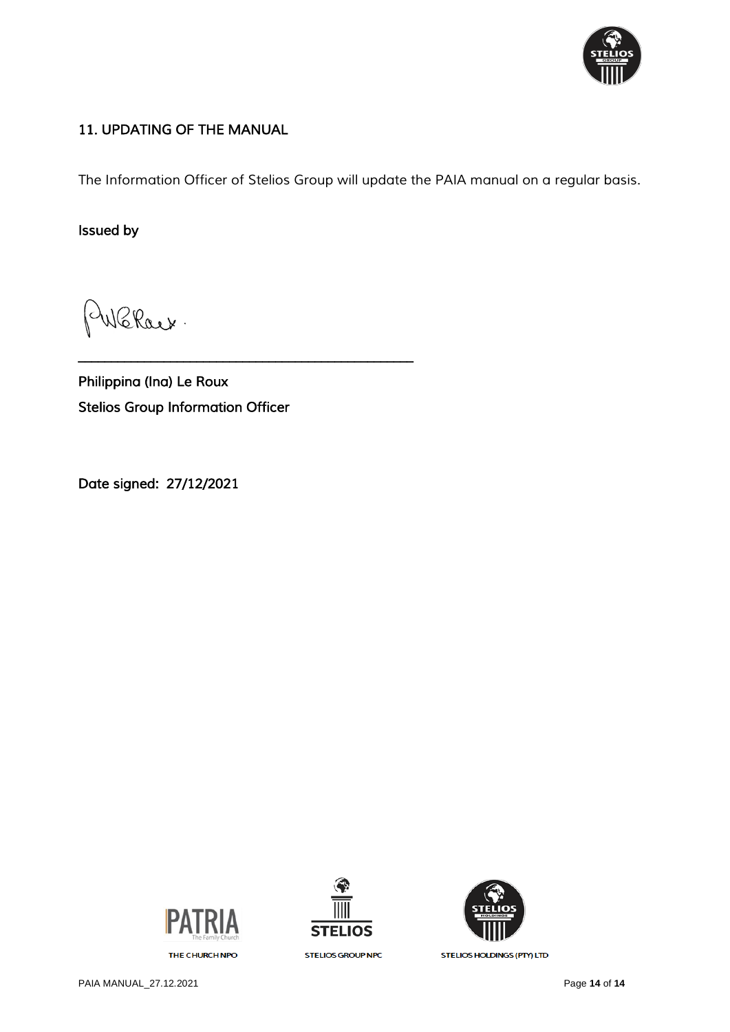## 11. UPDATING OF THE MANUAL

The Information Officer of Stelios Group will update the PAIA manual on a regular basis.

**Issued by**

\_\_\_\_\_\_\_\_\_\_\_\_\_\_\_\_\_\_\_\_\_\_\_\_\_\_\_\_\_\_\_\_\_\_\_\_\_\_\_\_\_\_\_\_

**Philippina (Ina) Le Roux**
**Stelios Group Information Officer**

**Date signed: 27/12/2021**

THE CHURCH NPO STELIOS GROUP NPC STELIOS HOLDINGS (PTY) LTD